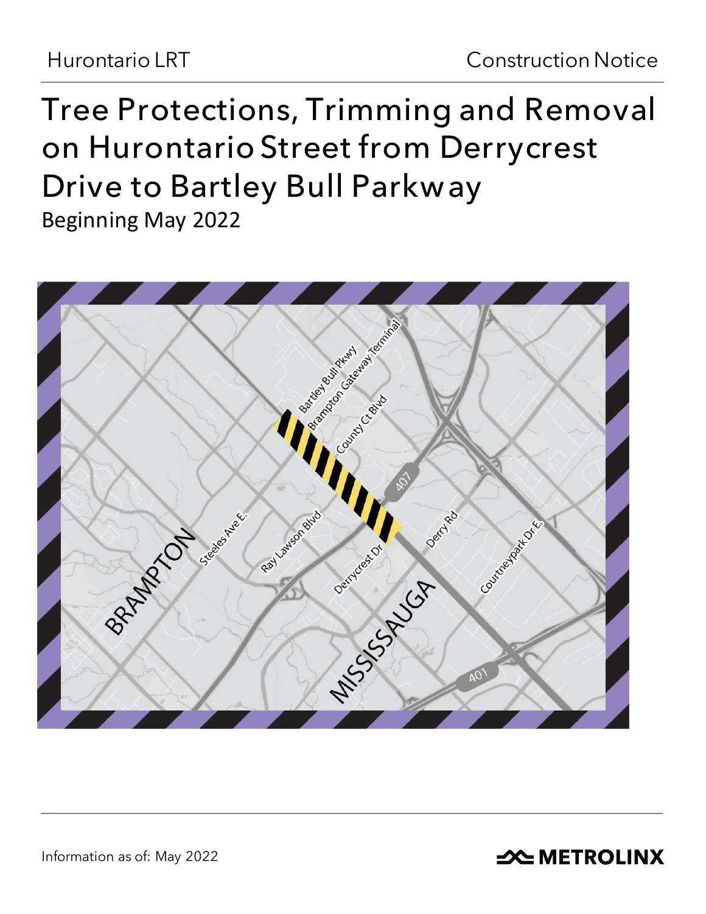Hurontario LRT

Construction Notice

# Tree Protections, Trimming and Removal on Hurontario Street from Derrycrest Drive to Bartley Bull Parkway

Beginning May 2022

Information as of: May 2022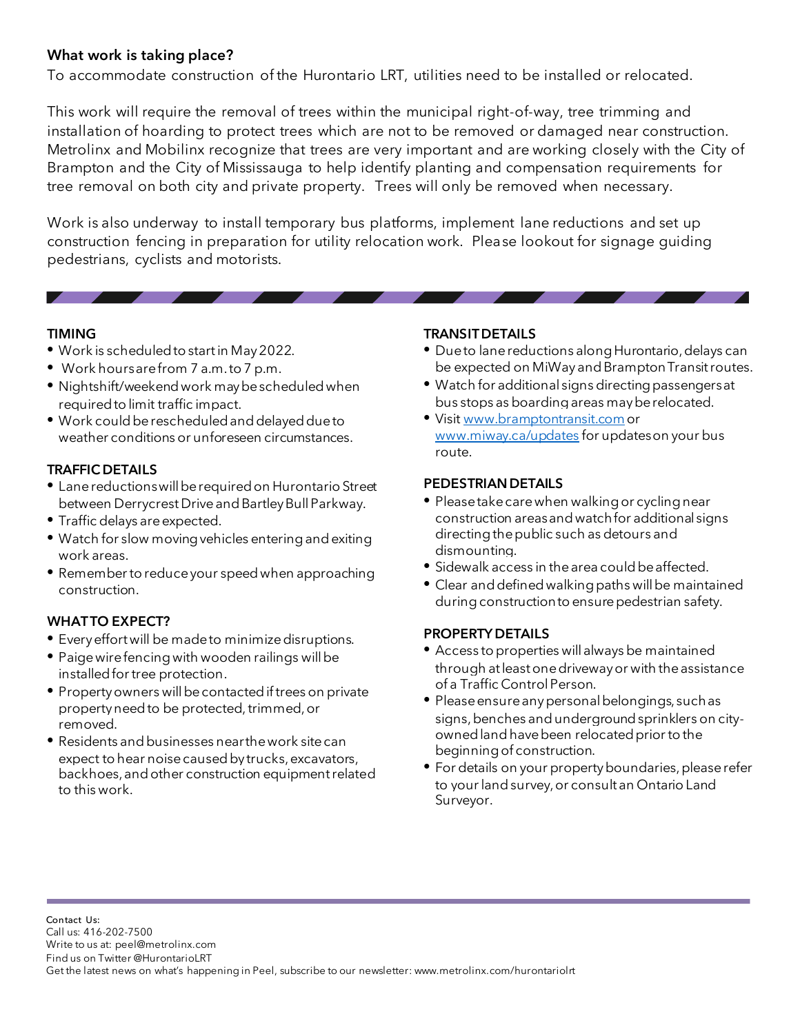**What work is taking place?**

To accommodate construction of the Hurontario LRT, utilities need to be installed or relocated.

This work will require the removal of trees within the municipal right-of-way, tree trimming and installation of hoarding to protect trees which are not to be removed or damaged near construction. Metrolinx and Mobilinx recognize that trees are very important and are working closely with the City of Brampton and the City of Mississauga to help identify planting and compensation requirements for tree removal on both city and private property. Trees will only be removed when necessary.

Work is also underway to install temporary bus platforms, implement lane reductions and set up construction fencing in preparation for utility relocation work. Please lookout for signage guiding pedestrians, cyclists and motorists.

**TIMING**

- Work is scheduled to start in May 2022.
- Work hours are from 7 a.m. to 7 p.m.
- Nightshift/weekend work may be scheduled when required to limit traffic impact.
- Work could be rescheduled and delayed due to weather conditions or unforeseen circumstances.

**TRAFFIC DETAILS**

- Lane reductions will be required on Hurontario Street between Derrycrest Drive and Bartley Bull Parkway.
- Traffic delays are expected.
- Watch for slow moving vehicles entering and exiting work areas.
- Remember to reduce your speed when approaching construction.

**WHAT TO EXPECT?**

- Every effort will be made to minimize disruptions.
- Paige wire fencing with wooden railings will be installed for tree protection.
- Property owners will be contacted if trees on private property need to be protected, trimmed, or removed.
- Residents and businesses near the work site can expect to hear noise caused by trucks, excavators, backhoes, and other construction equipment related to this work.

**TRANSIT DETAILS**

- Due to lane reductions along Hurontario, delays can be expected on MiWay and Brampton Transit routes.
- Watch for additional signs directing passengers at bus stops as boarding areas may be relocated.
- Visit [www.bramptontransit.com](http://www.bramptontransit.com) or [www.miway.ca/updates](http://www.miway.ca/updates) for updates on your bus route.

**PEDESTRIAN DETAILS**

- Please take care when walking or cycling near construction areas and watch for additional signs directing the public such as detours and dismounting.
- Sidewalk access in the area could be affected.
- Clear and defined walking paths will be maintained during construction to ensure pedestrian safety.

**PROPERTY DETAILS**

- Access to properties will always be maintained through at least one driveway or with the assistance of a Traffic Control Person.
- Please ensure any personal belongings, such as signs, benches and underground sprinklers on city-owned land have been relocated prior to the beginning of construction.
- For details on your property boundaries, please refer to your land survey, or consult an Ontario Land Surveyor.

Contact Us:
Call us: 416-202-7500
Write to us at: peel@metrolinx.com
Find us on Twitter @HurontarioLRT
Get the latest news on what's happening in Peel, subscribe to our newsletter: www.metrolinx.com/hurontariolrt